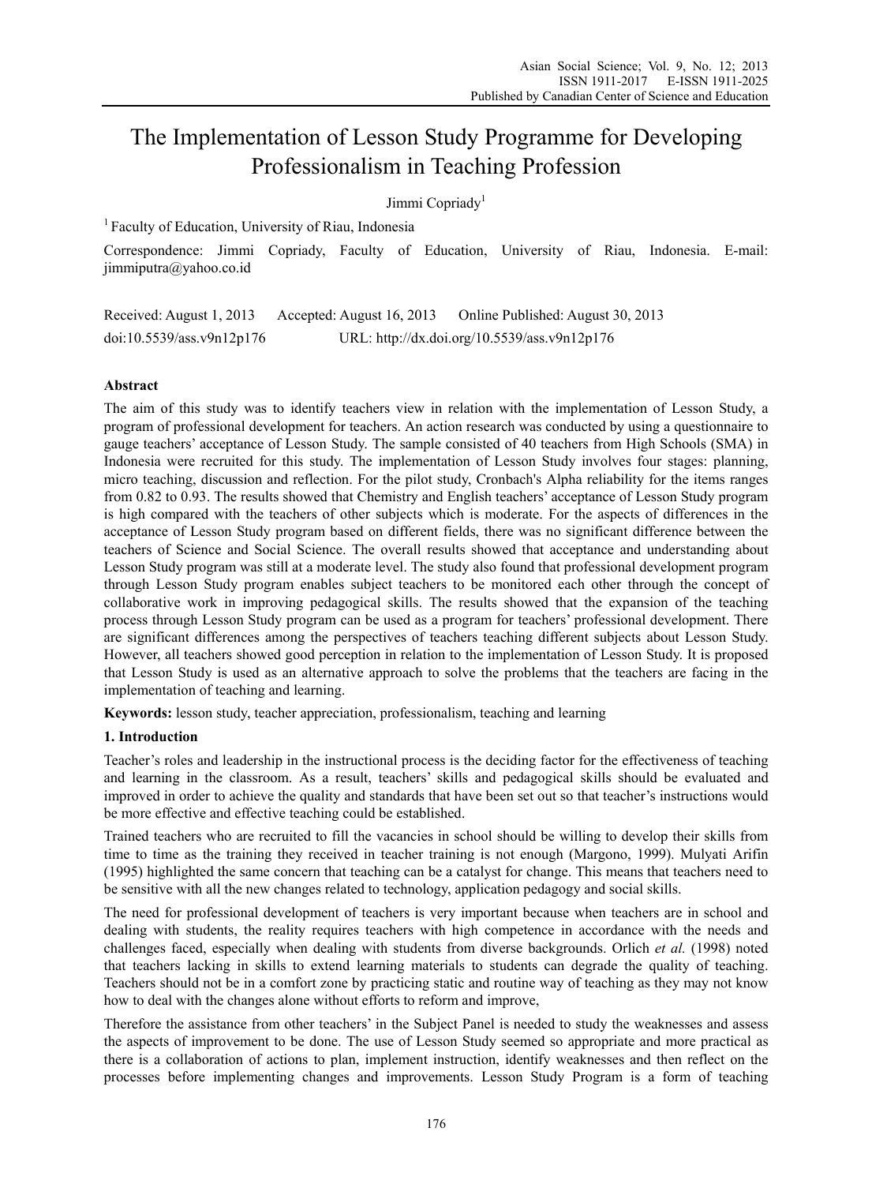# The Implementation of Lesson Study Programme for Developing Professionalism in Teaching Profession

Jimmi Copriady[1]

[1] Faculty of Education, University of Riau, Indonesia

Correspondence: Jimmi Copriady, Faculty of Education, University of Riau, Indonesia. E-mail: jimmiputra@yahoo.co.id

Received: August 1, 2013 Accepted: August 16, 2013 Online Published: August 30, 2013

doi:10.5539/ass.v9n12p176 URL: http://dx.doi.org/10.5539/ass.v9n12p176

## Abstract

The aim of this study was to identify teachers view in relation with the implementation of Lesson Study, a program of professional development for teachers. An action research was conducted by using a questionnaire to gauge teachers' acceptance of Lesson Study. The sample consisted of 40 teachers from High Schools (SMA) in Indonesia were recruited for this study. The implementation of Lesson Study involves four stages: planning, micro teaching, discussion and reflection. For the pilot study, Cronbach's Alpha reliability for the items ranges from 0.82 to 0.93. The results showed that Chemistry and English teachers' acceptance of Lesson Study program is high compared with the teachers of other subjects which is moderate. For the aspects of differences in the acceptance of Lesson Study program based on different fields, there was no significant difference between the teachers of Science and Social Science. The overall results showed that acceptance and understanding about Lesson Study program was still at a moderate level. The study also found that professional development program through Lesson Study program enables subject teachers to be monitored each other through the concept of collaborative work in improving pedagogical skills. The results showed that the expansion of the teaching process through Lesson Study program can be used as a program for teachers' professional development. There are significant differences among the perspectives of teachers teaching different subjects about Lesson Study. However, all teachers showed good perception in relation to the implementation of Lesson Study. It is proposed that Lesson Study is used as an alternative approach to solve the problems that the teachers are facing in the implementation of teaching and learning.

**Keywords:** lesson study, teacher appreciation, professionalism, teaching and learning

## 1. Introduction

Teacher's roles and leadership in the instructional process is the deciding factor for the effectiveness of teaching and learning in the classroom. As a result, teachers' skills and pedagogical skills should be evaluated and improved in order to achieve the quality and standards that have been set out so that teacher's instructions would be more effective and effective teaching could be established.

Trained teachers who are recruited to fill the vacancies in school should be willing to develop their skills from time to time as the training they received in teacher training is not enough (Margono, 1999). Mulyati Arifin (1995) highlighted the same concern that teaching can be a catalyst for change. This means that teachers need to be sensitive with all the new changes related to technology, application pedagogy and social skills.

The need for professional development of teachers is very important because when teachers are in school and dealing with students, the reality requires teachers with high competence in accordance with the needs and challenges faced, especially when dealing with students from diverse backgrounds. Orlich *et al.* (1998) noted that teachers lacking in skills to extend learning materials to students can degrade the quality of teaching. Teachers should not be in a comfort zone by practicing static and routine way of teaching as they may not know how to deal with the changes alone without efforts to reform and improve,

Therefore the assistance from other teachers' in the Subject Panel is needed to study the weaknesses and assess the aspects of improvement to be done. The use of Lesson Study seemed so appropriate and more practical as there is a collaboration of actions to plan, implement instruction, identify weaknesses and then reflect on the processes before implementing changes and improvements. Lesson Study Program is a form of teaching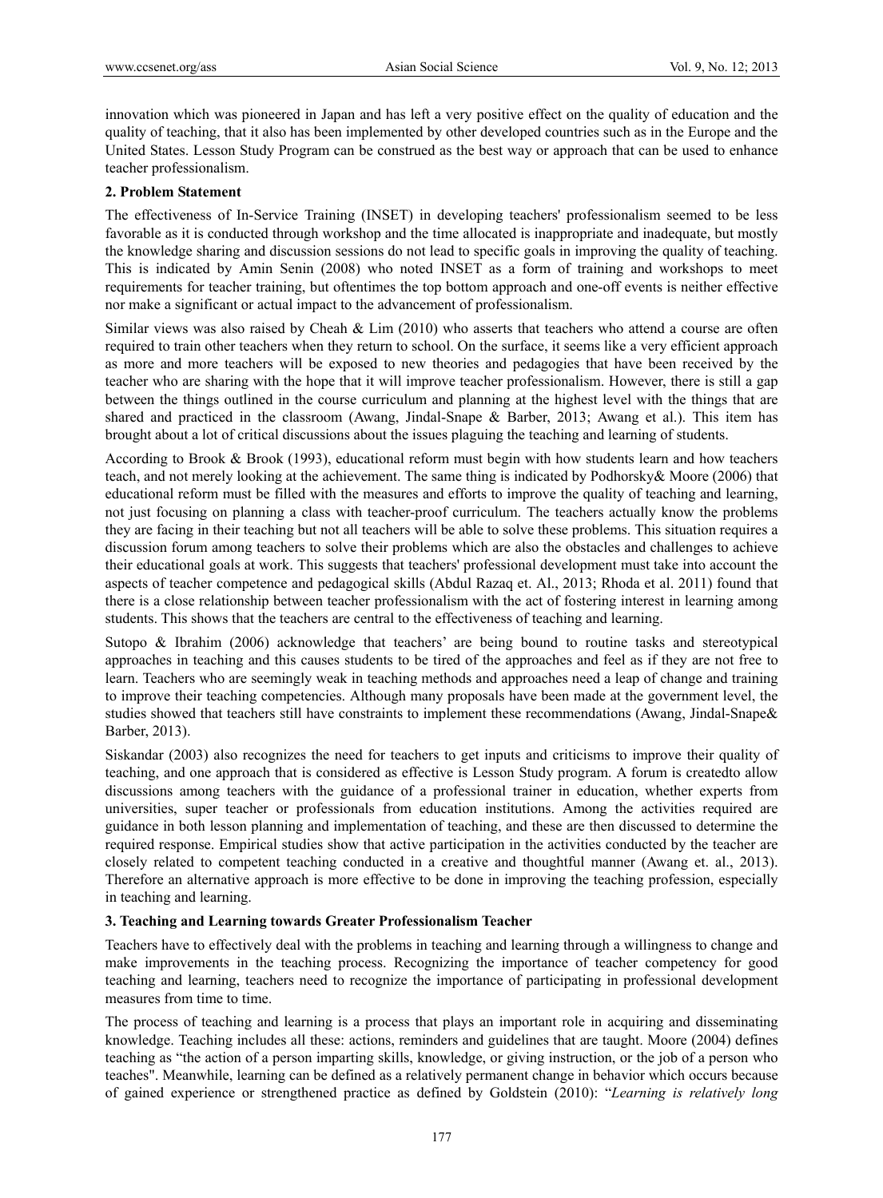innovation which was pioneered in Japan and has left a very positive effect on the quality of education and the quality of teaching, that it also has been implemented by other developed countries such as in the Europe and the United States. Lesson Study Program can be construed as the best way or approach that can be used to enhance teacher professionalism.

## 2. Problem Statement

The effectiveness of In-Service Training (INSET) in developing teachers' professionalism seemed to be less favorable as it is conducted through workshop and the time allocated is inappropriate and inadequate, but mostly the knowledge sharing and discussion sessions do not lead to specific goals in improving the quality of teaching. This is indicated by Amin Senin (2008) who noted INSET as a form of training and workshops to meet requirements for teacher training, but oftentimes the top bottom approach and one-off events is neither effective nor make a significant or actual impact to the advancement of professionalism.

Similar views was also raised by Cheah & Lim (2010) who asserts that teachers who attend a course are often required to train other teachers when they return to school. On the surface, it seems like a very efficient approach as more and more teachers will be exposed to new theories and pedagogies that have been received by the teacher who are sharing with the hope that it will improve teacher professionalism. However, there is still a gap between the things outlined in the course curriculum and planning at the highest level with the things that are shared and practiced in the classroom (Awang, Jindal-Snape & Barber, 2013; Awang et al.). This item has brought about a lot of critical discussions about the issues plaguing the teaching and learning of students.

According to Brook & Brook (1993), educational reform must begin with how students learn and how teachers teach, and not merely looking at the achievement. The same thing is indicated by Podhorsky& Moore (2006) that educational reform must be filled with the measures and efforts to improve the quality of teaching and learning, not just focusing on planning a class with teacher-proof curriculum. The teachers actually know the problems they are facing in their teaching but not all teachers will be able to solve these problems. This situation requires a discussion forum among teachers to solve their problems which are also the obstacles and challenges to achieve their educational goals at work. This suggests that teachers' professional development must take into account the aspects of teacher competence and pedagogical skills (Abdul Razaq et. Al., 2013; Rhoda et al. 2011) found that there is a close relationship between teacher professionalism with the act of fostering interest in learning among students. This shows that the teachers are central to the effectiveness of teaching and learning.

Sutopo & Ibrahim (2006) acknowledge that teachers' are being bound to routine tasks and stereotypical approaches in teaching and this causes students to be tired of the approaches and feel as if they are not free to learn. Teachers who are seemingly weak in teaching methods and approaches need a leap of change and training to improve their teaching competencies. Although many proposals have been made at the government level, the studies showed that teachers still have constraints to implement these recommendations (Awang, Jindal-Snape& Barber, 2013).

Siskandar (2003) also recognizes the need for teachers to get inputs and criticisms to improve their quality of teaching, and one approach that is considered as effective is Lesson Study program. A forum is createdto allow discussions among teachers with the guidance of a professional trainer in education, whether experts from universities, super teacher or professionals from education institutions. Among the activities required are guidance in both lesson planning and implementation of teaching, and these are then discussed to determine the required response. Empirical studies show that active participation in the activities conducted by the teacher are closely related to competent teaching conducted in a creative and thoughtful manner (Awang et. al., 2013). Therefore an alternative approach is more effective to be done in improving the teaching profession, especially in teaching and learning.

## 3. Teaching and Learning towards Greater Professionalism Teacher

Teachers have to effectively deal with the problems in teaching and learning through a willingness to change and make improvements in the teaching process. Recognizing the importance of teacher competency for good teaching and learning, teachers need to recognize the importance of participating in professional development measures from time to time.

The process of teaching and learning is a process that plays an important role in acquiring and disseminating knowledge. Teaching includes all these: actions, reminders and guidelines that are taught. Moore (2004) defines teaching as "the action of a person imparting skills, knowledge, or giving instruction, or the job of a person who teaches". Meanwhile, learning can be defined as a relatively permanent change in behavior which occurs because of gained experience or strengthened practice as defined by Goldstein (2010): "*Learning is relatively long*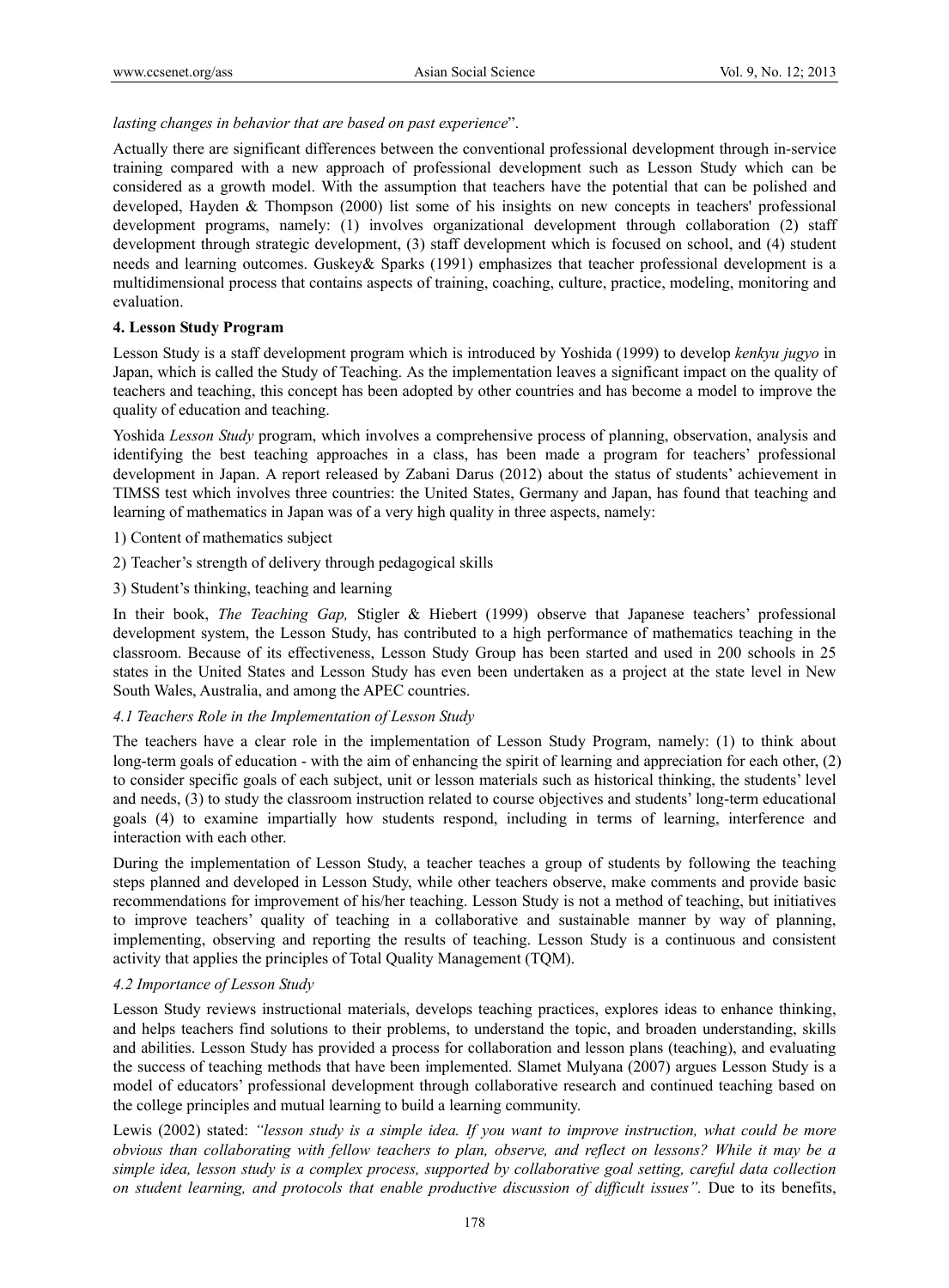*lasting changes in behavior that are based on past experience*".

Actually there are significant differences between the conventional professional development through in-service training compared with a new approach of professional development such as Lesson Study which can be considered as a growth model. With the assumption that teachers have the potential that can be polished and developed, Hayden & Thompson (2000) list some of his insights on new concepts in teachers' professional development programs, namely: (1) involves organizational development through collaboration (2) staff development through strategic development, (3) staff development which is focused on school, and (4) student needs and learning outcomes. Guskey& Sparks (1991) emphasizes that teacher professional development is a multidimensional process that contains aspects of training, coaching, culture, practice, modeling, monitoring and evaluation.

## 4. Lesson Study Program

Lesson Study is a staff development program which is introduced by Yoshida (1999) to develop *kenkyu jugyo* in Japan, which is called the Study of Teaching. As the implementation leaves a significant impact on the quality of teachers and teaching, this concept has been adopted by other countries and has become a model to improve the quality of education and teaching.

Yoshida *Lesson Study* program, which involves a comprehensive process of planning, observation, analysis and identifying the best teaching approaches in a class, has been made a program for teachers' professional development in Japan. A report released by Zabani Darus (2012) about the status of students' achievement in TIMSS test which involves three countries: the United States, Germany and Japan, has found that teaching and learning of mathematics in Japan was of a very high quality in three aspects, namely:

1) Content of mathematics subject

2) Teacher's strength of delivery through pedagogical skills

3) Student's thinking, teaching and learning

In their book, *The Teaching Gap,* Stigler & Hiebert (1999) observe that Japanese teachers' professional development system, the Lesson Study, has contributed to a high performance of mathematics teaching in the classroom. Because of its effectiveness, Lesson Study Group has been started and used in 200 schools in 25 states in the United States and Lesson Study has even been undertaken as a project at the state level in New South Wales, Australia, and among the APEC countries.

### *4.1 Teachers Role in the Implementation of Lesson Study*

The teachers have a clear role in the implementation of Lesson Study Program, namely: (1) to think about long-term goals of education - with the aim of enhancing the spirit of learning and appreciation for each other, (2) to consider specific goals of each subject, unit or lesson materials such as historical thinking, the students' level and needs, (3) to study the classroom instruction related to course objectives and students' long-term educational goals (4) to examine impartially how students respond, including in terms of learning, interference and interaction with each other.

During the implementation of Lesson Study, a teacher teaches a group of students by following the teaching steps planned and developed in Lesson Study, while other teachers observe, make comments and provide basic recommendations for improvement of his/her teaching. Lesson Study is not a method of teaching, but initiatives to improve teachers' quality of teaching in a collaborative and sustainable manner by way of planning, implementing, observing and reporting the results of teaching. Lesson Study is a continuous and consistent activity that applies the principles of Total Quality Management (TQM).

### *4.2 Importance of Lesson Study*

Lesson Study reviews instructional materials, develops teaching practices, explores ideas to enhance thinking, and helps teachers find solutions to their problems, to understand the topic, and broaden understanding, skills and abilities. Lesson Study has provided a process for collaboration and lesson plans (teaching), and evaluating the success of teaching methods that have been implemented. Slamet Mulyana (2007) argues Lesson Study is a model of educators' professional development through collaborative research and continued teaching based on the college principles and mutual learning to build a learning community.

Lewis (2002) stated: *"lesson study is a simple idea. If you want to improve instruction, what could be more obvious than collaborating with fellow teachers to plan, observe, and reflect on lessons? While it may be a simple idea, lesson study is a complex process, supported by collaborative goal setting, careful data collection on student learning, and protocols that enable productive discussion of difficult issues".* Due to its benefits,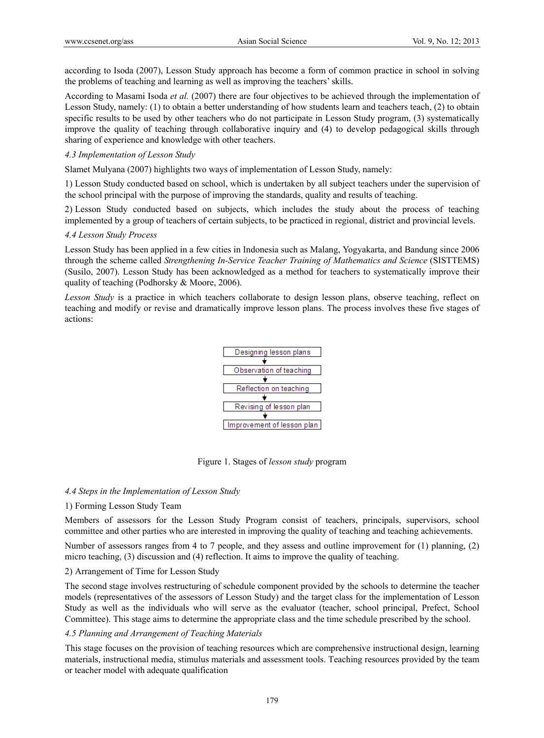according to Isoda (2007), Lesson Study approach has become a form of common practice in school in solving the problems of teaching and learning as well as improving the teachers' skills.

According to Masami Isoda *et al.* (2007) there are four objectives to be achieved through the implementation of Lesson Study, namely: (1) to obtain a better understanding of how students learn and teachers teach, (2) to obtain specific results to be used by other teachers who do not participate in Lesson Study program, (3) systematically improve the quality of teaching through collaborative inquiry and (4) to develop pedagogical skills through sharing of experience and knowledge with other teachers.

### *4.3 Implementation of Lesson Study*

Slamet Mulyana (2007) highlights two ways of implementation of Lesson Study, namely:

1) Lesson Study conducted based on school, which is undertaken by all subject teachers under the supervision of the school principal with the purpose of improving the standards, quality and results of teaching.

2) Lesson Study conducted based on subjects, which includes the study about the process of teaching implemented by a group of teachers of certain subjects, to be practiced in regional, district and provincial levels.

### *4.4 Lesson Study Process*

Lesson Study has been applied in a few cities in Indonesia such as Malang, Yogyakarta, and Bandung since 2006 through the scheme called *Strengthening In-Service Teacher Training of Mathematics and Science* (SISTTEMS) (Susilo, 2007). Lesson Study has been acknowledged as a method for teachers to systematically improve their quality of teaching (Podhorsky & Moore, 2006).

*Lesson Study* is a practice in which teachers collaborate to design lesson plans, observe teaching, reflect on teaching and modify or revise and dramatically improve lesson plans. The process involves these five stages of actions:

Designing lesson plans
↓
Observation of teaching
↓
Reflection on teaching
↓
Revising of lesson plan
↓
Improvement of lesson plan

Figure 1. Stages of *lesson study* program

### *4.4 Steps in the Implementation of Lesson Study*

1) Forming Lesson Study Team

Members of assessors for the Lesson Study Program consist of teachers, principals, supervisors, school committee and other parties who are interested in improving the quality of teaching and teaching achievements.

Number of assessors ranges from 4 to 7 people, and they assess and outline improvement for (1) planning, (2) micro teaching, (3) discussion and (4) reflection. It aims to improve the quality of teaching.

2) Arrangement of Time for Lesson Study

The second stage involves restructuring of schedule component provided by the schools to determine the teacher models (representatives of the assessors of Lesson Study) and the target class for the implementation of Lesson Study as well as the individuals who will serve as the evaluator (teacher, school principal, Prefect, School Committee). This stage aims to determine the appropriate class and the time schedule prescribed by the school.

### *4.5 Planning and Arrangement of Teaching Materials*

This stage focuses on the provision of teaching resources which are comprehensive instructional design, learning materials, instructional media, stimulus materials and assessment tools. Teaching resources provided by the team or teacher model with adequate qualification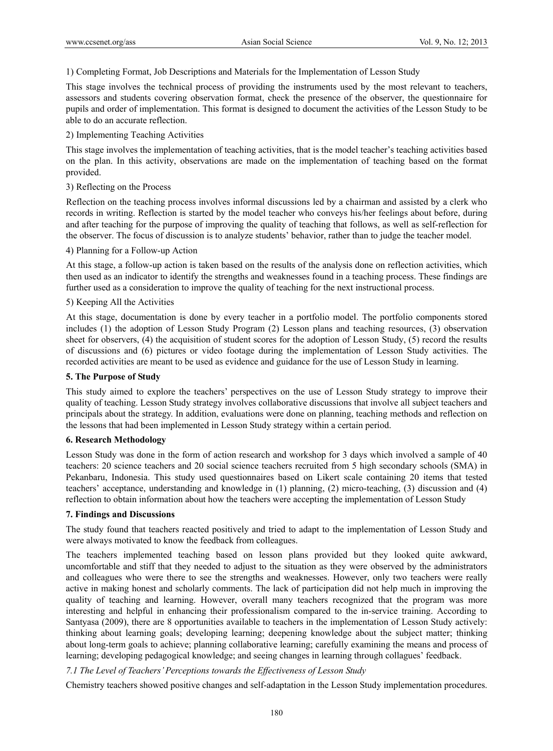1) Completing Format, Job Descriptions and Materials for the Implementation of Lesson Study

This stage involves the technical process of providing the instruments used by the most relevant to teachers, assessors and students covering observation format, check the presence of the observer, the questionnaire for pupils and order of implementation. This format is designed to document the activities of the Lesson Study to be able to do an accurate reflection.

2) Implementing Teaching Activities

This stage involves the implementation of teaching activities, that is the model teacher's teaching activities based on the plan. In this activity, observations are made on the implementation of teaching based on the format provided.

3) Reflecting on the Process

Reflection on the teaching process involves informal discussions led by a chairman and assisted by a clerk who records in writing. Reflection is started by the model teacher who conveys his/her feelings about before, during and after teaching for the purpose of improving the quality of teaching that follows, as well as self-reflection for the observer. The focus of discussion is to analyze students' behavior, rather than to judge the teacher model.

4) Planning for a Follow-up Action

At this stage, a follow-up action is taken based on the results of the analysis done on reflection activities, which then used as an indicator to identify the strengths and weaknesses found in a teaching process. These findings are further used as a consideration to improve the quality of teaching for the next instructional process.

5) Keeping All the Activities

At this stage, documentation is done by every teacher in a portfolio model. The portfolio components stored includes (1) the adoption of Lesson Study Program (2) Lesson plans and teaching resources, (3) observation sheet for observers, (4) the acquisition of student scores for the adoption of Lesson Study, (5) record the results of discussions and (6) pictures or video footage during the implementation of Lesson Study activities. The recorded activities are meant to be used as evidence and guidance for the use of Lesson Study in learning.

## 5. The Purpose of Study

This study aimed to explore the teachers' perspectives on the use of Lesson Study strategy to improve their quality of teaching. Lesson Study strategy involves collaborative discussions that involve all subject teachers and principals about the strategy. In addition, evaluations were done on planning, teaching methods and reflection on the lessons that had been implemented in Lesson Study strategy within a certain period.

## 6. Research Methodology

Lesson Study was done in the form of action research and workshop for 3 days which involved a sample of 40 teachers: 20 science teachers and 20 social science teachers recruited from 5 high secondary schools (SMA) in Pekanbaru, Indonesia. This study used questionnaires based on Likert scale containing 20 items that tested teachers' acceptance, understanding and knowledge in (1) planning, (2) micro-teaching, (3) discussion and (4) reflection to obtain information about how the teachers were accepting the implementation of Lesson Study

## 7. Findings and Discussions

The study found that teachers reacted positively and tried to adapt to the implementation of Lesson Study and were always motivated to know the feedback from colleagues.

The teachers implemented teaching based on lesson plans provided but they looked quite awkward, uncomfortable and stiff that they needed to adjust to the situation as they were observed by the administrators and colleagues who were there to see the strengths and weaknesses. However, only two teachers were really active in making honest and scholarly comments. The lack of participation did not help much in improving the quality of teaching and learning. However, overall many teachers recognized that the program was more interesting and helpful in enhancing their professionalism compared to the in-service training. According to Santyasa (2009), there are 8 opportunities available to teachers in the implementation of Lesson Study actively: thinking about learning goals; developing learning; deepening knowledge about the subject matter; thinking about long-term goals to achieve; planning collaborative learning; carefully examining the means and process of learning; developing pedagogical knowledge; and seeing changes in learning through collagues' feedback.

### *7.1 The Level of Teachers' Perceptions towards the Effectiveness of Lesson Study*

Chemistry teachers showed positive changes and self-adaptation in the Lesson Study implementation procedures.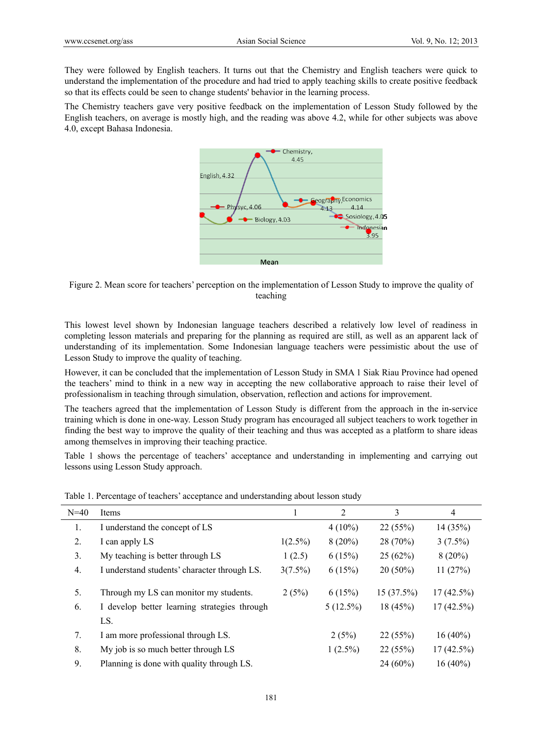They were followed by English teachers. It turns out that the Chemistry and English teachers were quick to understand the implementation of the procedure and had tried to apply teaching skills to create positive feedback so that its effects could be seen to change students' behavior in the learning process.

The Chemistry teachers gave very positive feedback on the implementation of Lesson Study followed by the English teachers, on average is mostly high, and the reading was above 4.2, while for other subjects was above 4.0, except Bahasa Indonesia.

Figure 2. Mean score for teachers' perception on the implementation of Lesson Study to improve the quality of teaching

This lowest level shown by Indonesian language teachers described a relatively low level of readiness in completing lesson materials and preparing for the planning as required are still, as well as an apparent lack of understanding of its implementation. Some Indonesian language teachers were pessimistic about the use of Lesson Study to improve the quality of teaching.

However, it can be concluded that the implementation of Lesson Study in SMA 1 Siak Riau Province had opened the teachers' mind to think in a new way in accepting the new collaborative approach to raise their level of professionalism in teaching through simulation, observation, reflection and actions for improvement.

The teachers agreed that the implementation of Lesson Study is different from the approach in the in-service training which is done in one-way. Lesson Study program has encouraged all subject teachers to work together in finding the best way to improve the quality of their teaching and thus was accepted as a platform to share ideas among themselves in improving their teaching practice.

Table 1 shows the percentage of teachers' acceptance and understanding in implementing and carrying out lessons using Lesson Study approach.

Table 1. Percentage of teachers' acceptance and understanding about lesson study

| N=40 | Items | 1 | 2 | 3 | 4 |
|---|---|---|---|---|---|
| 1. | I understand the concept of LS | | 4 (10%) | 22 (55%) | 14 (35%) |
| 2. | I can apply LS | 1(2.5%) | 8 (20%) | 28 (70%) | 3 (7.5%) |
| 3. | My teaching is better through LS | 1 (2.5) | 6 (15%) | 25 (62%) | 8 (20%) |
| 4. | I understand students' character through LS. | 3(7.5%) | 6 (15%) | 20 (50%) | 11 (27%) |
| 5. | Through my LS can monitor my students. | 2 (5%) | 6 (15%) | 15 (37.5%) | 17 (42.5%) |
| 6. | I develop better learning strategies through LS. | | 5 (12.5%) | 18 (45%) | 17 (42.5%) |
| 7. | I am more professional through LS. | | 2 (5%) | 22 (55%) | 16 (40%) |
| 8. | My job is so much better through LS | | 1 (2.5%) | 22 (55%) | 17 (42.5%) |
| 9. | Planning is done with quality through LS. | | | 24 (60%) | 16 (40%) |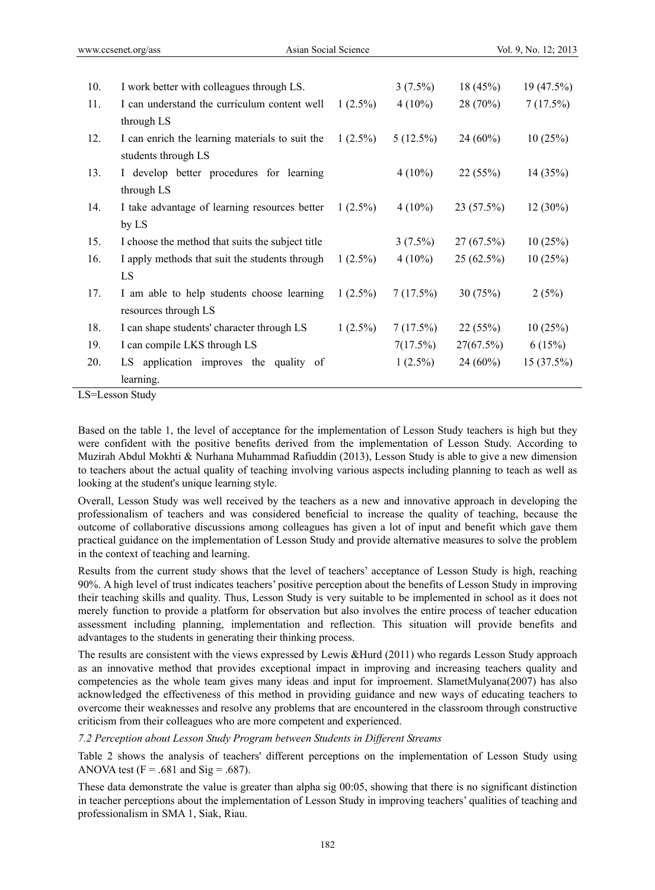| | | | | | |
|---|---|---|---|---|---|
| 10. | I work better with colleagues through LS. | | 3 (7.5%) | 18 (45%) | 19 (47.5%) |
| 11. | I can understand the curriculum content well through LS | 1 (2.5%) | 4 (10%) | 28 (70%) | 7 (17.5%) |
| 12. | I can enrich the learning materials to suit the students through LS | 1 (2.5%) | 5 (12.5%) | 24 (60%) | 10 (25%) |
| 13. | I develop better procedures for learning through LS | | 4 (10%) | 22 (55%) | 14 (35%) |
| 14. | I take advantage of learning resources better by LS | 1 (2.5%) | 4 (10%) | 23 (57.5%) | 12 (30%) |
| 15. | I choose the method that suits the subject title | | 3 (7.5%) | 27 (67.5%) | 10 (25%) |
| 16. | I apply methods that suit the students through LS | 1 (2.5%) | 4 (10%) | 25 (62.5%) | 10 (25%) |
| 17. | I am able to help students choose learning resources through LS | 1 (2.5%) | 7 (17.5%) | 30 (75%) | 2 (5%) |
| 18. | I can shape students' character through LS | 1 (2.5%) | 7 (17.5%) | 22 (55%) | 10 (25%) |
| 19. | I can compile LKS through LS | | 7(17.5%) | 27(67.5%) | 6 (15%) |
| 20. | LS application improves the quality of learning. | | 1 (2.5%) | 24 (60%) | 15 (37.5%) |

LS=Lesson Study

Based on the table 1, the level of acceptance for the implementation of Lesson Study teachers is high but they were confident with the positive benefits derived from the implementation of Lesson Study. According to Muzirah Abdul Mokhti & Nurhana Muhammad Rafiuddin (2013), Lesson Study is able to give a new dimension to teachers about the actual quality of teaching involving various aspects including planning to teach as well as looking at the student's unique learning style.

Overall, Lesson Study was well received by the teachers as a new and innovative approach in developing the professionalism of teachers and was considered beneficial to increase the quality of teaching, because the outcome of collaborative discussions among colleagues has given a lot of input and benefit which gave them practical guidance on the implementation of Lesson Study and provide alternative measures to solve the problem in the context of teaching and learning.

Results from the current study shows that the level of teachers' acceptance of Lesson Study is high, reaching 90%. A high level of trust indicates teachers' positive perception about the benefits of Lesson Study in improving their teaching skills and quality. Thus, Lesson Study is very suitable to be implemented in school as it does not merely function to provide a platform for observation but also involves the entire process of teacher education assessment including planning, implementation and reflection. This situation will provide benefits and advantages to the students in generating their thinking process.

The results are consistent with the views expressed by Lewis &Hurd (2011) who regards Lesson Study approach as an innovative method that provides exceptional impact in improving and increasing teachers quality and competencies as the whole team gives many ideas and input for improement. SlametMulyana(2007) has also acknowledged the effectiveness of this method in providing guidance and new ways of educating teachers to overcome their weaknesses and resolve any problems that are encountered in the classroom through constructive criticism from their colleagues who are more competent and experienced.

*7.2 Perception about Lesson Study Program between Students in Different Streams*

Table 2 shows the analysis of teachers' different perceptions on the implementation of Lesson Study using ANOVA test (F = .681 and Sig = .687).

These data demonstrate the value is greater than alpha sig 00:05, showing that there is no significant distinction in teacher perceptions about the implementation of Lesson Study in improving teachers' qualities of teaching and professionalism in SMA 1, Siak, Riau.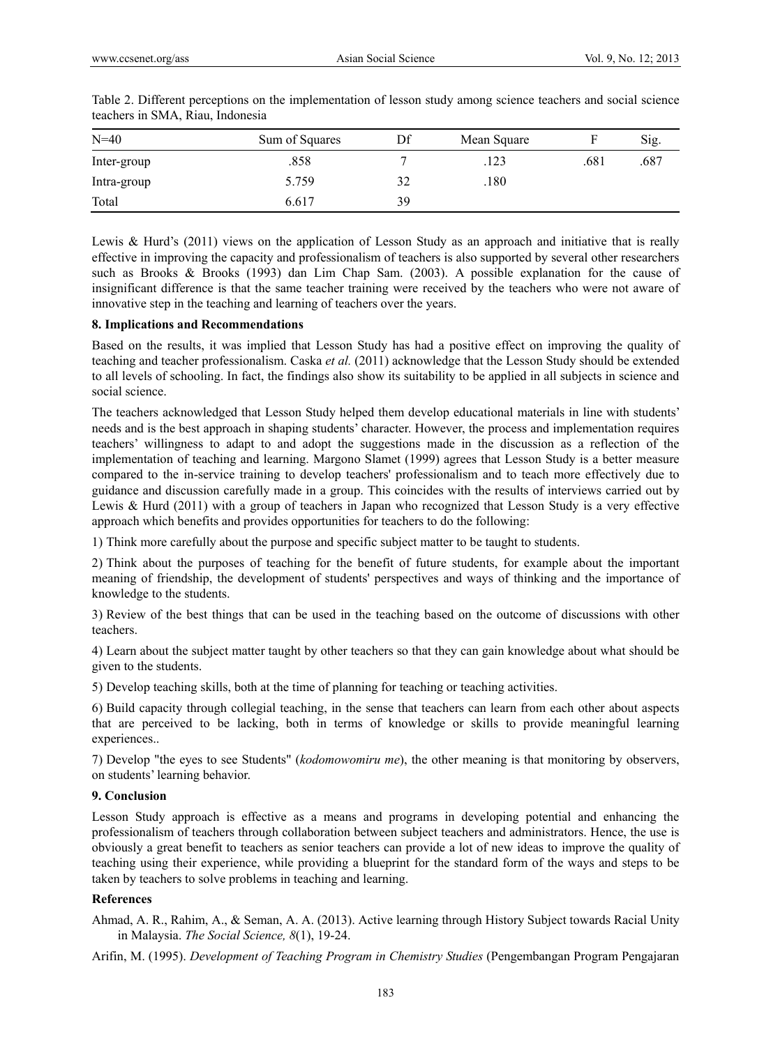Table 2. Different perceptions on the implementation of lesson study among science teachers and social science teachers in SMA, Riau, Indonesia

| N=40 | Sum of Squares | Df | Mean Square | F | Sig. |
|---|---|---|---|---|---|
| Inter-group | .858 | 7 | .123 | .681 | .687 |
| Intra-group | 5.759 | 32 | .180 | | |
| Total | 6.617 | 39 | | | |

Lewis & Hurd's (2011) views on the application of Lesson Study as an approach and initiative that is really effective in improving the capacity and professionalism of teachers is also supported by several other researchers such as Brooks & Brooks (1993) dan Lim Chap Sam. (2003). A possible explanation for the cause of insignificant difference is that the same teacher training were received by the teachers who were not aware of innovative step in the teaching and learning of teachers over the years.

## 8. Implications and Recommendations

Based on the results, it was implied that Lesson Study has had a positive effect on improving the quality of teaching and teacher professionalism. Caska *et al.* (2011) acknowledge that the Lesson Study should be extended to all levels of schooling. In fact, the findings also show its suitability to be applied in all subjects in science and social science.

The teachers acknowledged that Lesson Study helped them develop educational materials in line with students' needs and is the best approach in shaping students' character. However, the process and implementation requires teachers' willingness to adapt to and adopt the suggestions made in the discussion as a reflection of the implementation of teaching and learning. Margono Slamet (1999) agrees that Lesson Study is a better measure compared to the in-service training to develop teachers' professionalism and to teach more effectively due to guidance and discussion carefully made in a group. This coincides with the results of interviews carried out by Lewis & Hurd (2011) with a group of teachers in Japan who recognized that Lesson Study is a very effective approach which benefits and provides opportunities for teachers to do the following:

1) Think more carefully about the purpose and specific subject matter to be taught to students.

2) Think about the purposes of teaching for the benefit of future students, for example about the important meaning of friendship, the development of students' perspectives and ways of thinking and the importance of knowledge to the students.

3) Review of the best things that can be used in the teaching based on the outcome of discussions with other teachers.

4) Learn about the subject matter taught by other teachers so that they can gain knowledge about what should be given to the students.

5) Develop teaching skills, both at the time of planning for teaching or teaching activities.

6) Build capacity through collegial teaching, in the sense that teachers can learn from each other about aspects that are perceived to be lacking, both in terms of knowledge or skills to provide meaningful learning experiences..

7) Develop "the eyes to see Students" (*kodomowomiru me*), the other meaning is that monitoring by observers, on students' learning behavior.

## 9. Conclusion

Lesson Study approach is effective as a means and programs in developing potential and enhancing the professionalism of teachers through collaboration between subject teachers and administrators. Hence, the use is obviously a great benefit to teachers as senior teachers can provide a lot of new ideas to improve the quality of teaching using their experience, while providing a blueprint for the standard form of the ways and steps to be taken by teachers to solve problems in teaching and learning.

## References

Ahmad, A. R., Rahim, A., & Seman, A. A. (2013). Active learning through History Subject towards Racial Unity in Malaysia. *The Social Science, 8*(1), 19-24.

Arifin, M. (1995). *Development of Teaching Program in Chemistry Studies* (Pengembangan Program Pengajaran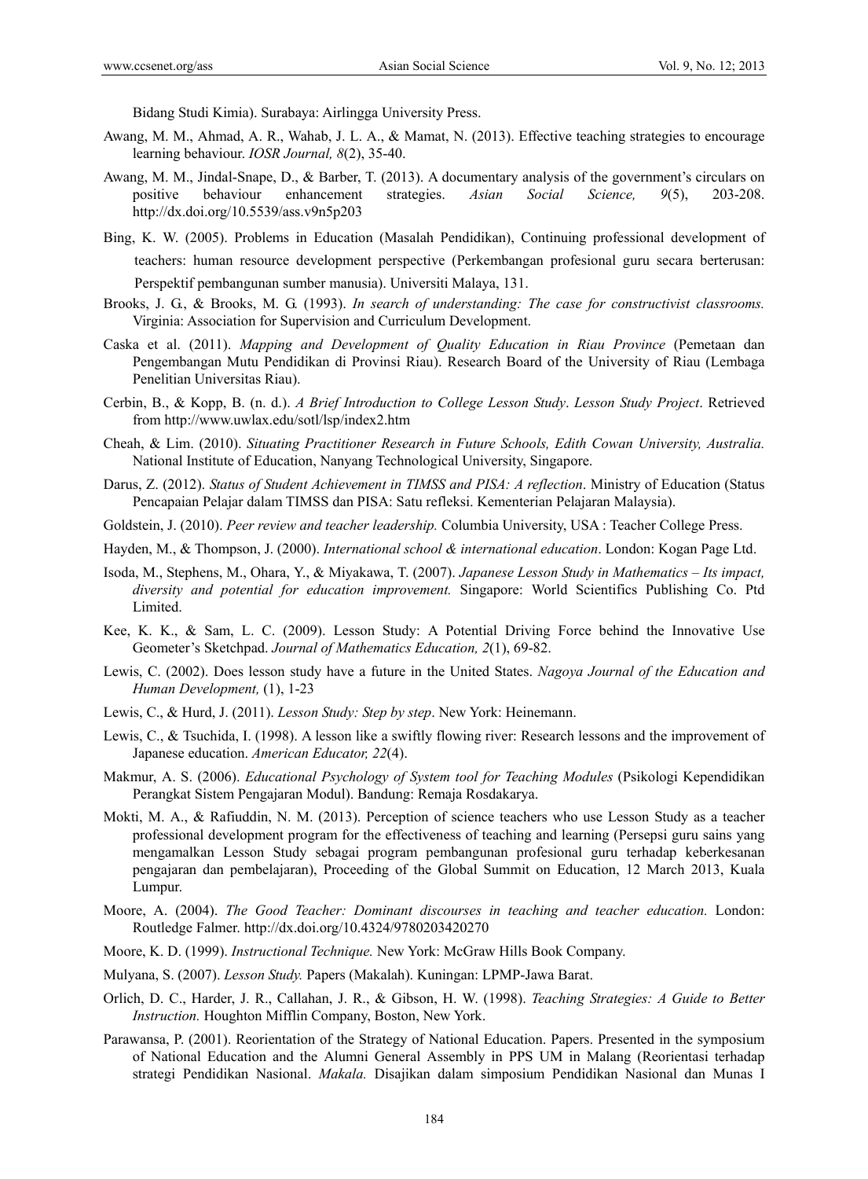Bidang Studi Kimia). Surabaya: Airlingga University Press.

Awang, M. M., Ahmad, A. R., Wahab, J. L. A., & Mamat, N. (2013). Effective teaching strategies to encourage learning behaviour. *IOSR Journal, 8*(2), 35-40.

Awang, M. M., Jindal-Snape, D., & Barber, T. (2013). A documentary analysis of the government's circulars on positive behaviour enhancement strategies. *Asian Social Science, 9*(5), 203-208. http://dx.doi.org/10.5539/ass.v9n5p203

Bing, K. W. (2005). Problems in Education (Masalah Pendidikan), Continuing professional development of teachers: human resource development perspective (Perkembangan profesional guru secara berterusan: Perspektif pembangunan sumber manusia). Universiti Malaya, 131.

Brooks, J. G., & Brooks, M. G. (1993). *In search of understanding: The case for constructivist classrooms.* Virginia: Association for Supervision and Curriculum Development.

Caska et al. (2011). *Mapping and Development of Quality Education in Riau Province* (Pemetaan dan Pengembangan Mutu Pendidikan di Provinsi Riau). Research Board of the University of Riau (Lembaga Penelitian Universitas Riau).

Cerbin, B., & Kopp, B. (n. d.). *A Brief Introduction to College Lesson Study*. *Lesson Study Project*. Retrieved from http://www.uwlax.edu/sotl/lsp/index2.htm

Cheah, & Lim. (2010). *Situating Practitioner Research in Future Schools, Edith Cowan University, Australia.* National Institute of Education, Nanyang Technological University, Singapore.

Darus, Z. (2012). *Status of Student Achievement in TIMSS and PISA: A reflection*. Ministry of Education (Status Pencapaian Pelajar dalam TIMSS dan PISA: Satu refleksi. Kementerian Pelajaran Malaysia).

Goldstein, J. (2010). *Peer review and teacher leadership.* Columbia University, USA : Teacher College Press.

Hayden, M., & Thompson, J. (2000). *International school & international education*. London: Kogan Page Ltd.

Isoda, M., Stephens, M., Ohara, Y., & Miyakawa, T. (2007). *Japanese Lesson Study in Mathematics – Its impact, diversity and potential for education improvement.* Singapore: World Scientifics Publishing Co. Ptd Limited.

Kee, K. K., & Sam, L. C. (2009). Lesson Study: A Potential Driving Force behind the Innovative Use Geometer's Sketchpad. *Journal of Mathematics Education, 2*(1), 69-82.

Lewis, C. (2002). Does lesson study have a future in the United States. *Nagoya Journal of the Education and Human Development,* (1), 1-23

Lewis, C., & Hurd, J. (2011). *Lesson Study: Step by step*. New York: Heinemann.

Lewis, C., & Tsuchida, I. (1998). A lesson like a swiftly flowing river: Research lessons and the improvement of Japanese education. *American Educator, 22*(4).

Makmur, A. S. (2006). *Educational Psychology of System tool for Teaching Modules* (Psikologi Kependidikan Perangkat Sistem Pengajaran Modul). Bandung: Remaja Rosdakarya.

Mokti, M. A., & Rafiuddin, N. M. (2013). Perception of science teachers who use Lesson Study as a teacher professional development program for the effectiveness of teaching and learning (Persepsi guru sains yang mengamalkan Lesson Study sebagai program pembangunan profesional guru terhadap keberkesanan pengajaran dan pembelajaran), Proceeding of the Global Summit on Education, 12 March 2013, Kuala Lumpur.

Moore, A. (2004). *The Good Teacher: Dominant discourses in teaching and teacher education.* London: Routledge Falmer. http://dx.doi.org/10.4324/9780203420270

Moore, K. D. (1999). *Instructional Technique.* New York: McGraw Hills Book Company.

Mulyana, S. (2007). *Lesson Study.* Papers (Makalah). Kuningan: LPMP-Jawa Barat.

Orlich, D. C., Harder, J. R., Callahan, J. R., & Gibson, H. W. (1998). *Teaching Strategies: A Guide to Better Instruction.* Houghton Mifflin Company, Boston, New York.

Parawansa, P. (2001). Reorientation of the Strategy of National Education. Papers. Presented in the symposium of National Education and the Alumni General Assembly in PPS UM in Malang (Reorientasi terhadap strategi Pendidikan Nasional. *Makala.* Disajikan dalam simposium Pendidikan Nasional dan Munas I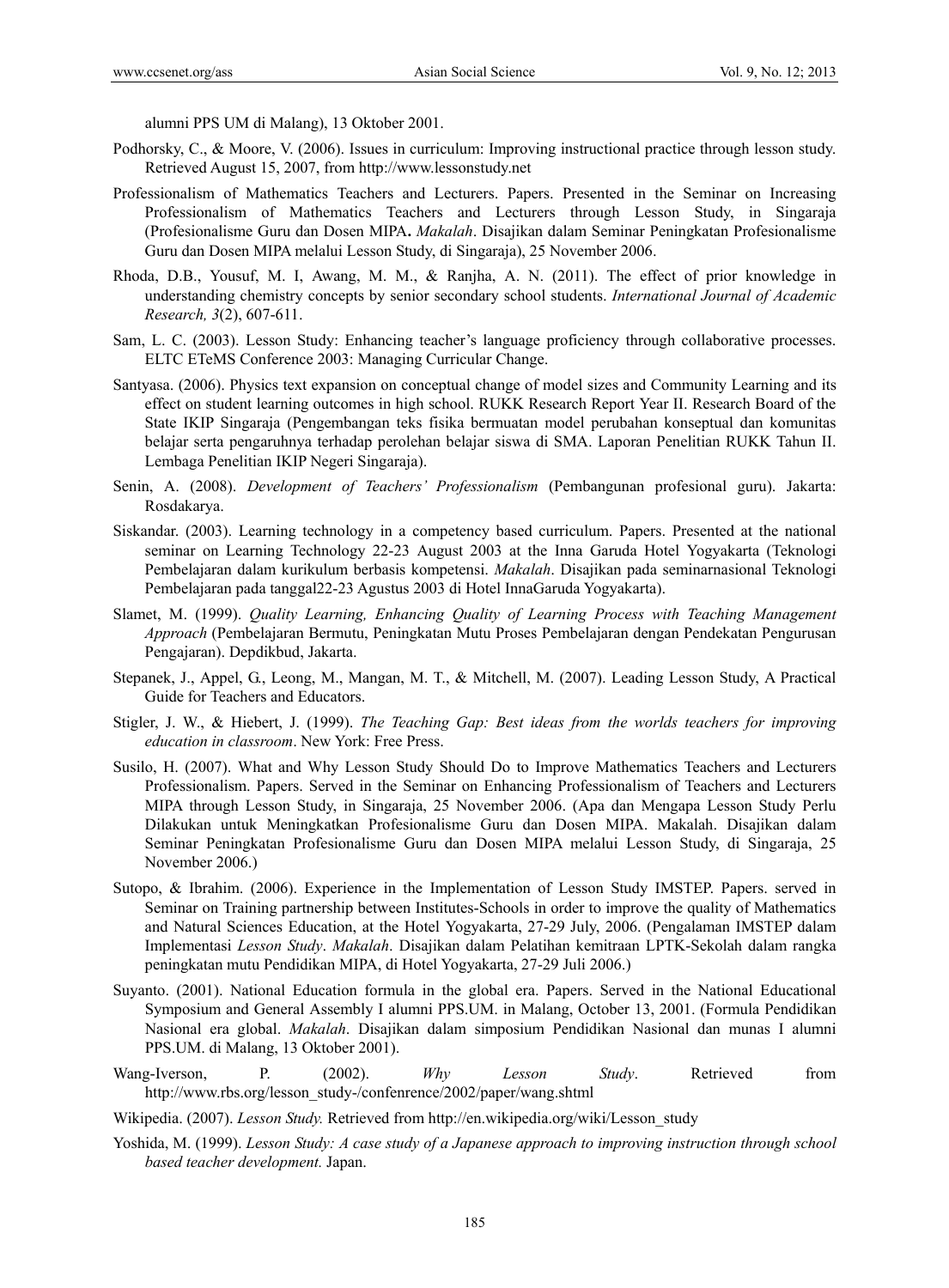alumni PPS UM di Malang), 13 Oktober 2001.

Podhorsky, C., & Moore, V. (2006). Issues in curriculum: Improving instructional practice through lesson study. Retrieved August 15, 2007, from http://www.lessonstudy.net

Professionalism of Mathematics Teachers and Lecturers. Papers. Presented in the Seminar on Increasing Professionalism of Mathematics Teachers and Lecturers through Lesson Study, in Singaraja (Profesionalisme Guru dan Dosen MIPA**.** *Makalah*. Disajikan dalam Seminar Peningkatan Profesionalisme Guru dan Dosen MIPA melalui Lesson Study, di Singaraja), 25 November 2006.

Rhoda, D.B., Yousuf, M. I, Awang, M. M., & Ranjha, A. N. (2011). The effect of prior knowledge in understanding chemistry concepts by senior secondary school students. *International Journal of Academic Research, 3*(2), 607-611.

Sam, L. C. (2003). Lesson Study: Enhancing teacher's language proficiency through collaborative processes. ELTC ETeMS Conference 2003: Managing Curricular Change.

Santyasa. (2006). Physics text expansion on conceptual change of model sizes and Community Learning and its effect on student learning outcomes in high school. RUKK Research Report Year II. Research Board of the State IKIP Singaraja (Pengembangan teks fisika bermuatan model perubahan konseptual dan komunitas belajar serta pengaruhnya terhadap perolehan belajar siswa di SMA. Laporan Penelitian RUKK Tahun II. Lembaga Penelitian IKIP Negeri Singaraja).

Senin, A. (2008). *Development of Teachers' Professionalism* (Pembangunan profesional guru). Jakarta: Rosdakarya.

Siskandar. (2003). Learning technology in a competency based curriculum. Papers. Presented at the national seminar on Learning Technology 22-23 August 2003 at the Inna Garuda Hotel Yogyakarta (Teknologi Pembelajaran dalam kurikulum berbasis kompetensi. *Makalah*. Disajikan pada seminarnasional Teknologi Pembelajaran pada tanggal22-23 Agustus 2003 di Hotel InnaGaruda Yogyakarta).

Slamet, M. (1999). *Quality Learning, Enhancing Quality of Learning Process with Teaching Management Approach* (Pembelajaran Bermutu, Peningkatan Mutu Proses Pembelajaran dengan Pendekatan Pengurusan Pengajaran). Depdikbud, Jakarta.

Stepanek, J., Appel, G., Leong, M., Mangan, M. T., & Mitchell, M. (2007). Leading Lesson Study, A Practical Guide for Teachers and Educators.

Stigler, J. W., & Hiebert, J. (1999). *The Teaching Gap: Best ideas from the worlds teachers for improving education in classroom*. New York: Free Press.

Susilo, H. (2007). What and Why Lesson Study Should Do to Improve Mathematics Teachers and Lecturers Professionalism. Papers. Served in the Seminar on Enhancing Professionalism of Teachers and Lecturers MIPA through Lesson Study, in Singaraja, 25 November 2006. (Apa dan Mengapa Lesson Study Perlu Dilakukan untuk Meningkatkan Profesionalisme Guru dan Dosen MIPA. Makalah. Disajikan dalam Seminar Peningkatan Profesionalisme Guru dan Dosen MIPA melalui Lesson Study, di Singaraja, 25 November 2006.)

Sutopo, & Ibrahim. (2006). Experience in the Implementation of Lesson Study IMSTEP. Papers. served in Seminar on Training partnership between Institutes-Schools in order to improve the quality of Mathematics and Natural Sciences Education, at the Hotel Yogyakarta, 27-29 July, 2006. (Pengalaman IMSTEP dalam Implementasi *Lesson Study*. *Makalah*. Disajikan dalam Pelatihan kemitraan LPTK-Sekolah dalam rangka peningkatan mutu Pendidikan MIPA, di Hotel Yogyakarta, 27-29 Juli 2006.)

Suyanto. (2001). National Education formula in the global era. Papers. Served in the National Educational Symposium and General Assembly I alumni PPS.UM. in Malang, October 13, 2001. (Formula Pendidikan Nasional era global. *Makalah*. Disajikan dalam simposium Pendidikan Nasional dan munas I alumni PPS.UM. di Malang, 13 Oktober 2001).

Wang-Iverson, P. (2002). *Why Lesson Study*. Retrieved from http://www.rbs.org/lesson_study-/confenrence/2002/paper/wang.shtml

Wikipedia. (2007). *Lesson Study.* Retrieved from http://en.wikipedia.org/wiki/Lesson_study

Yoshida, M. (1999). *Lesson Study: A case study of a Japanese approach to improving instruction through school based teacher development.* Japan.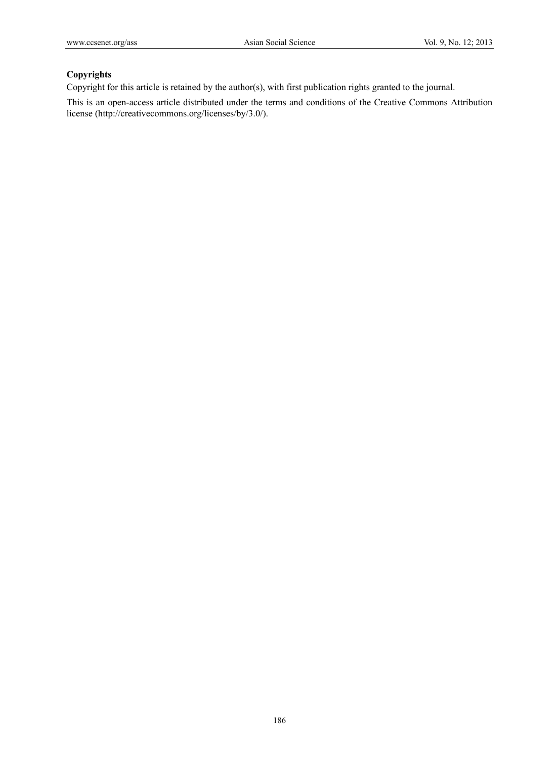**Copyrights**

Copyright for this article is retained by the author(s), with first publication rights granted to the journal.

This is an open-access article distributed under the terms and conditions of the Creative Commons Attribution license (http://creativecommons.org/licenses/by/3.0/).